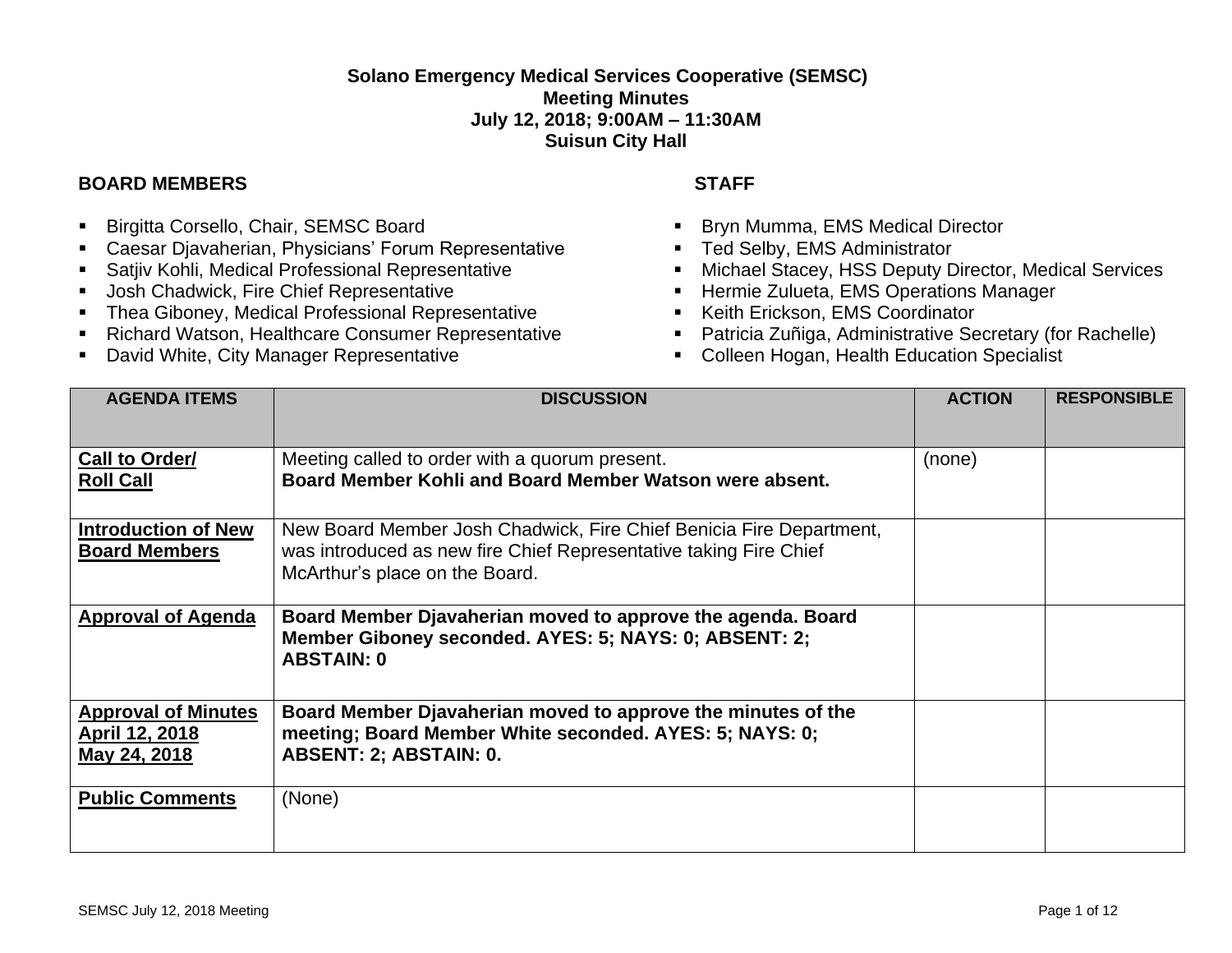**Solano Emergency Medical Services Cooperative (SEMSC)**
**Meeting Minutes**
**July 12, 2018; 9:00AM – 11:30AM**
**Suisun City Hall**

**BOARD MEMBERS**

- Birgitta Corsello, Chair, SEMSC Board
- Caesar Djavaherian, Physicians' Forum Representative
- Satjiv Kohli, Medical Professional Representative
- Josh Chadwick, Fire Chief Representative
- Thea Giboney, Medical Professional Representative
- Richard Watson, Healthcare Consumer Representative
- David White, City Manager Representative

**STAFF**

- Bryn Mumma, EMS Medical Director
- Ted Selby, EMS Administrator
- Michael Stacey, HSS Deputy Director, Medical Services
- Hermie Zulueta, EMS Operations Manager
- Keith Erickson, EMS Coordinator
- Patricia Zuñiga, Administrative Secretary (for Rachelle)
- Colleen Hogan, Health Education Specialist

| AGENDA ITEMS | DISCUSSION | ACTION | RESPONSIBLE |
|---|---|---|---|
| **Call to Order/ Roll Call** | Meeting called to order with a quorum present. **Board Member Kohli and Board Member Watson were absent.** | (none) | |
| **Introduction of New Board Members** | New Board Member Josh Chadwick, Fire Chief Benicia Fire Department, was introduced as new fire Chief Representative taking Fire Chief McArthur's place on the Board. | | |
| **Approval of Agenda** | **Board Member Djavaherian moved to approve the agenda. Board Member Giboney seconded. AYES: 5; NAYS: 0; ABSENT: 2; ABSTAIN: 0** | | |
| **Approval of Minutes April 12, 2018 May 24, 2018** | **Board Member Djavaherian moved to approve the minutes of the meeting; Board Member White seconded. AYES: 5; NAYS: 0; ABSENT: 2; ABSTAIN: 0.** | | |
| **Public Comments** | (None) | | |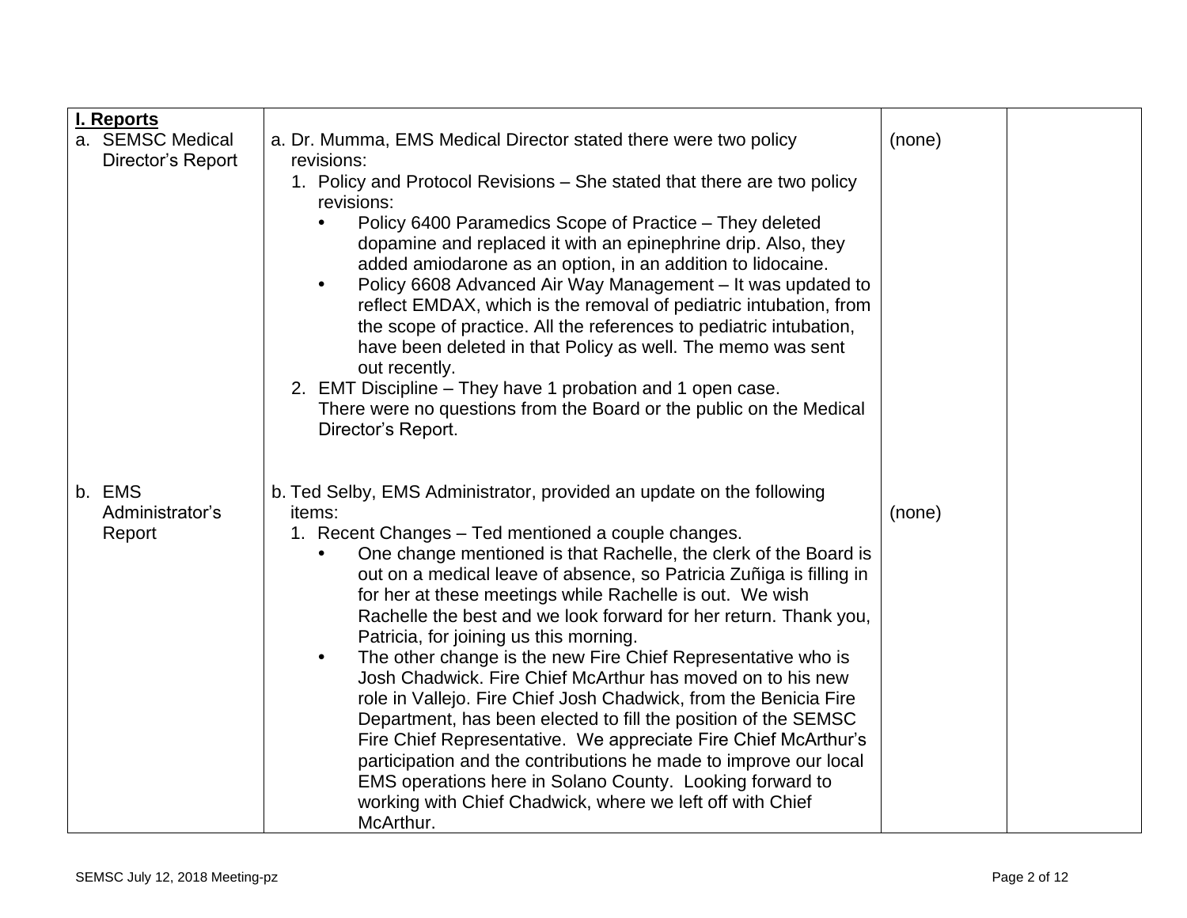| **I. Reports** | | | |
|---|---|---|---|
| a. SEMSC Medical Director's Report | a. Dr. Mumma, EMS Medical Director stated there were two policy revisions:<br>1. Policy and Protocol Revisions – She stated that there are two policy revisions:<br>• Policy 6400 Paramedics Scope of Practice – They deleted dopamine and replaced it with an epinephrine drip. Also, they added amiodarone as an option, in an addition to lidocaine.<br>• Policy 6608 Advanced Air Way Management – It was updated to reflect EMDAX, which is the removal of pediatric intubation, from the scope of practice. All the references to pediatric intubation, have been deleted in that Policy as well. The memo was sent out recently.<br>2. EMT Discipline – They have 1 probation and 1 open case.<br>There were no questions from the Board or the public on the Medical Director's Report. | (none) | |
| b. EMS Administrator's Report | b. Ted Selby, EMS Administrator, provided an update on the following items:<br>1. Recent Changes – Ted mentioned a couple changes.<br>• One change mentioned is that Rachelle, the clerk of the Board is out on a medical leave of absence, so Patricia Zuñiga is filling in for her at these meetings while Rachelle is out. We wish Rachelle the best and we look forward for her return. Thank you, Patricia, for joining us this morning.<br>• The other change is the new Fire Chief Representative who is Josh Chadwick. Fire Chief McArthur has moved on to his new role in Vallejo. Fire Chief Josh Chadwick, from the Benicia Fire Department, has been elected to fill the position of the SEMSC Fire Chief Representative. We appreciate Fire Chief McArthur's participation and the contributions he made to improve our local EMS operations here in Solano County. Looking forward to working with Chief Chadwick, where we left off with Chief McArthur. | (none) | |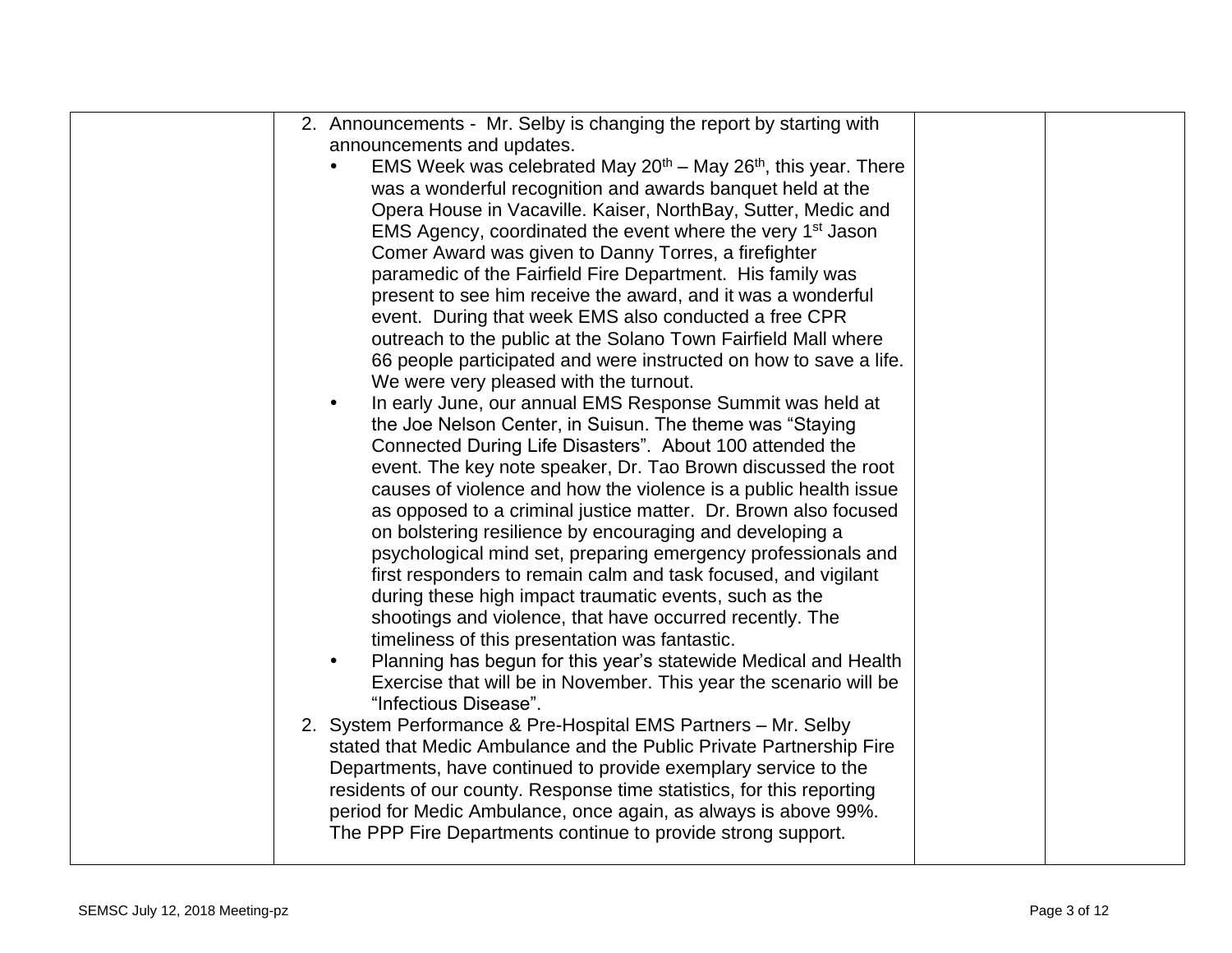| | | | |
|---|---|---|---|
| | 2. Announcements - Mr. Selby is changing the report by starting with announcements and updates.<br>• EMS Week was celebrated May 20th – May 26th, this year. There was a wonderful recognition and awards banquet held at the Opera House in Vacaville. Kaiser, NorthBay, Sutter, Medic and EMS Agency, coordinated the event where the very 1st Jason Comer Award was given to Danny Torres, a firefighter paramedic of the Fairfield Fire Department. His family was present to see him receive the award, and it was a wonderful event. During that week EMS also conducted a free CPR outreach to the public at the Solano Town Fairfield Mall where 66 people participated and were instructed on how to save a life. We were very pleased with the turnout.<br>• In early June, our annual EMS Response Summit was held at the Joe Nelson Center, in Suisun. The theme was "Staying Connected During Life Disasters". About 100 attended the event. The key note speaker, Dr. Tao Brown discussed the root causes of violence and how the violence is a public health issue as opposed to a criminal justice matter. Dr. Brown also focused on bolstering resilience by encouraging and developing a psychological mind set, preparing emergency professionals and first responders to remain calm and task focused, and vigilant during these high impact traumatic events, such as the shootings and violence, that have occurred recently. The timeliness of this presentation was fantastic.<br>• Planning has begun for this year's statewide Medical and Health Exercise that will be in November. This year the scenario will be "Infectious Disease".<br>2. System Performance & Pre-Hospital EMS Partners – Mr. Selby stated that Medic Ambulance and the Public Private Partnership Fire Departments, have continued to provide exemplary service to the residents of our county. Response time statistics, for this reporting period for Medic Ambulance, once again, as always is above 99%. The PPP Fire Departments continue to provide strong support. | | |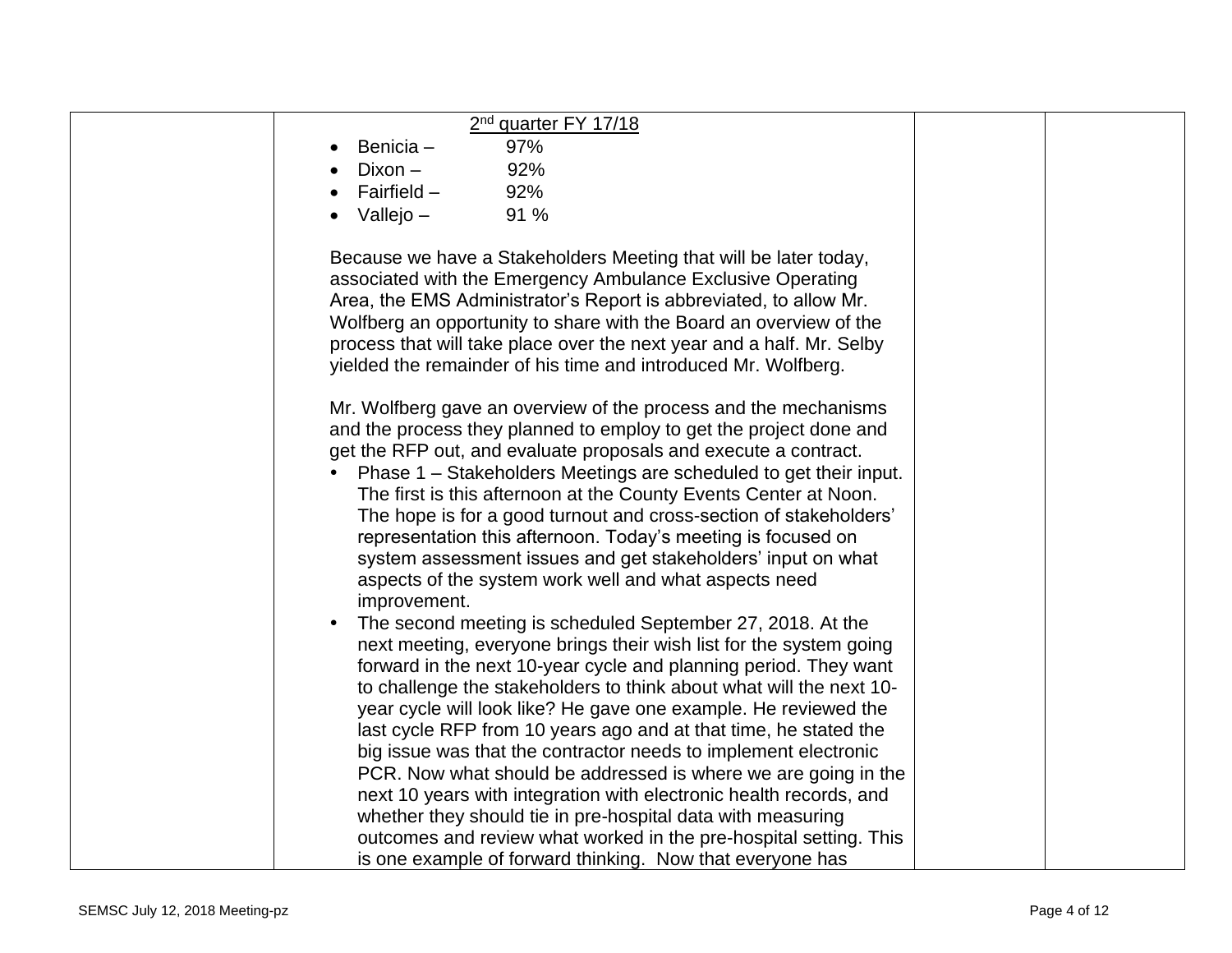| | | | |
|---|---|---|---|
| | <u>2nd quarter FY 17/18</u><br>• Benicia – 97%<br>• Dixon – 92%<br>• Fairfield – 92%<br>• Vallejo – 91 %<br><br>Because we have a Stakeholders Meeting that will be later today, associated with the Emergency Ambulance Exclusive Operating Area, the EMS Administrator's Report is abbreviated, to allow Mr. Wolfberg an opportunity to share with the Board an overview of the process that will take place over the next year and a half. Mr. Selby yielded the remainder of his time and introduced Mr. Wolfberg.<br><br>Mr. Wolfberg gave an overview of the process and the mechanisms and the process they planned to employ to get the project done and get the RFP out, and evaluate proposals and execute a contract.<br>• Phase 1 – Stakeholders Meetings are scheduled to get their input. The first is this afternoon at the County Events Center at Noon. The hope is for a good turnout and cross-section of stakeholders' representation this afternoon. Today's meeting is focused on system assessment issues and get stakeholders' input on what aspects of the system work well and what aspects need improvement.<br>• The second meeting is scheduled September 27, 2018. At the next meeting, everyone brings their wish list for the system going forward in the next 10-year cycle and planning period. They want to challenge the stakeholders to think about what will the next 10-year cycle will look like? He gave one example. He reviewed the last cycle RFP from 10 years ago and at that time, he stated the big issue was that the contractor needs to implement electronic PCR. Now what should be addressed is where we are going in the next 10 years with integration with electronic health records, and whether they should tie in pre-hospital data with measuring outcomes and review what worked in the pre-hospital setting. This is one example of forward thinking. Now that everyone has | | |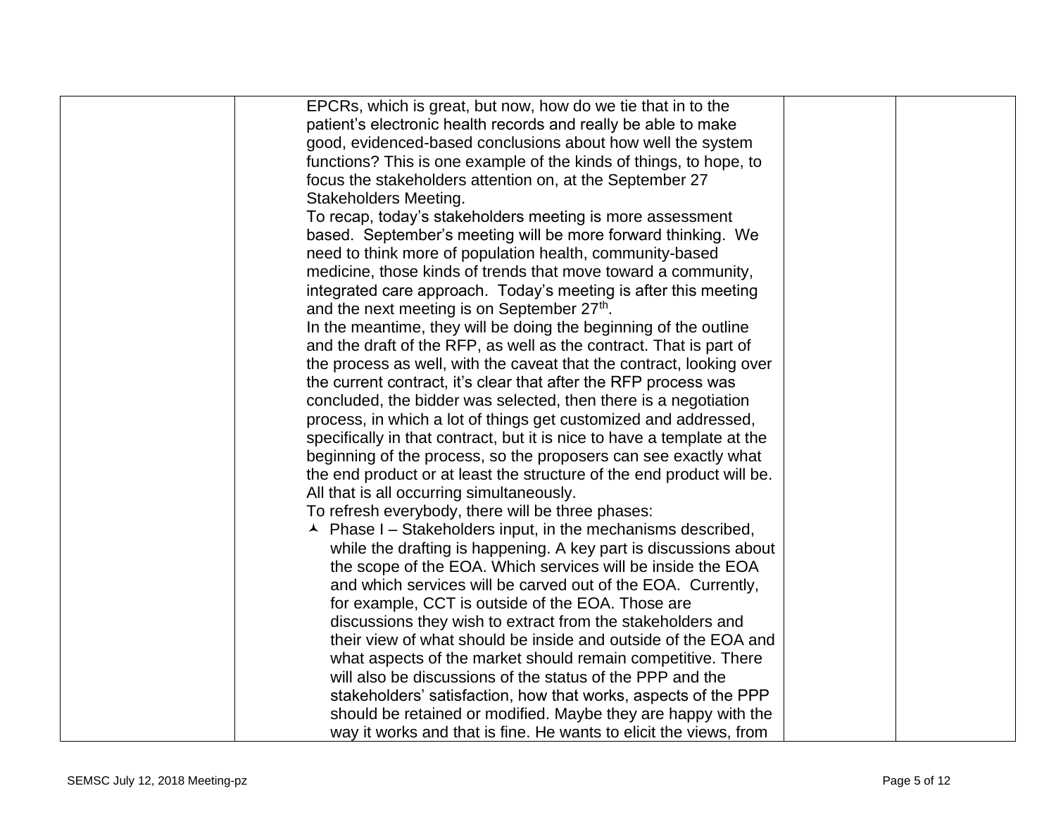| | | | |
|---|---|---|---|
| | EPCRs, which is great, but now, how do we tie that in to the patient's electronic health records and really be able to make good, evidenced-based conclusions about how well the system functions? This is one example of the kinds of things, to hope, to focus the stakeholders attention on, at the September 27 Stakeholders Meeting.<br>To recap, today's stakeholders meeting is more assessment based. September's meeting will be more forward thinking. We need to think more of population health, community-based medicine, those kinds of trends that move toward a community, integrated care approach. Today's meeting is after this meeting and the next meeting is on September 27th.<br>In the meantime, they will be doing the beginning of the outline and the draft of the RFP, as well as the contract. That is part of the process as well, with the caveat that the contract, looking over the current contract, it's clear that after the RFP process was concluded, the bidder was selected, then there is a negotiation process, in which a lot of things get customized and addressed, specifically in that contract, but it is nice to have a template at the beginning of the process, so the proposers can see exactly what the end product or at least the structure of the end product will be. All that is all occurring simultaneously.<br>To refresh everybody, there will be three phases:<br>- Phase I – Stakeholders input, in the mechanisms described, while the drafting is happening. A key part is discussions about the scope of the EOA. Which services will be inside the EOA and which services will be carved out of the EOA. Currently, for example, CCT is outside of the EOA. Those are discussions they wish to extract from the stakeholders and their view of what should be inside and outside of the EOA and what aspects of the market should remain competitive. There will also be discussions of the status of the PPP and the stakeholders' satisfaction, how that works, aspects of the PPP should be retained or modified. Maybe they are happy with the way it works and that is fine. He wants to elicit the views, from | | |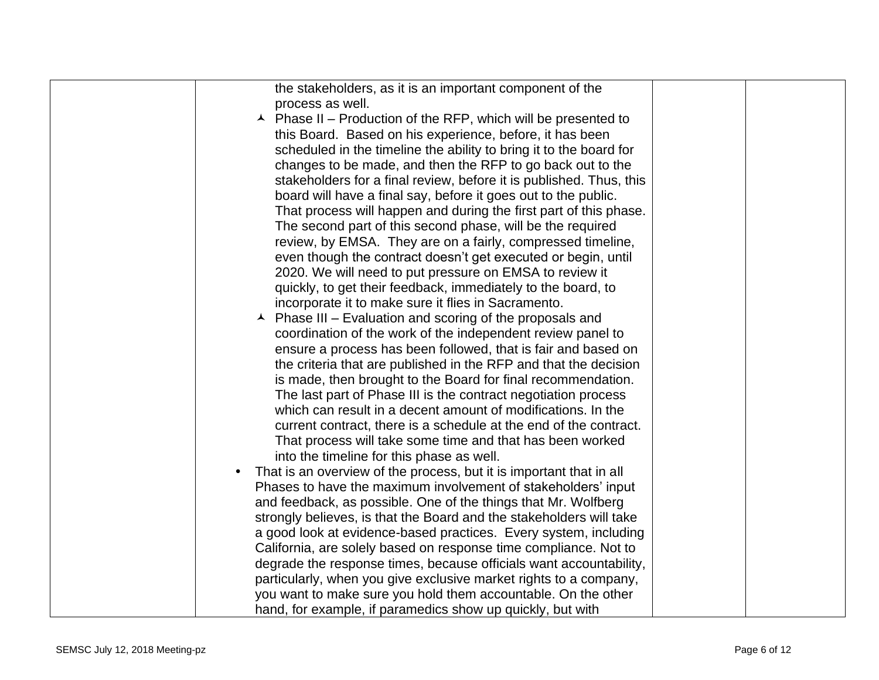| | | | |
|---|---|---|---|
| | the stakeholders, as it is an important component of the process as well.<br>- Phase II – Production of the RFP, which will be presented to this Board. Based on his experience, before, it has been scheduled in the timeline the ability to bring it to the board for changes to be made, and then the RFP to go back out to the stakeholders for a final review, before it is published. Thus, this board will have a final say, before it goes out to the public. That process will happen and during the first part of this phase. The second part of this second phase, will be the required review, by EMSA. They are on a fairly, compressed timeline, even though the contract doesn't get executed or begin, until 2020. We will need to put pressure on EMSA to review it quickly, to get their feedback, immediately to the board, to incorporate it to make sure it flies in Sacramento.<br>- Phase III – Evaluation and scoring of the proposals and coordination of the work of the independent review panel to ensure a process has been followed, that is fair and based on the criteria that are published in the RFP and that the decision is made, then brought to the Board for final recommendation. The last part of Phase III is the contract negotiation process which can result in a decent amount of modifications. In the current contract, there is a schedule at the end of the contract. That process will take some time and that has been worked into the timeline for this phase as well.<br>• That is an overview of the process, but it is important that in all Phases to have the maximum involvement of stakeholders' input and feedback, as possible. One of the things that Mr. Wolfberg strongly believes, is that the Board and the stakeholders will take a good look at evidence-based practices. Every system, including California, are solely based on response time compliance. Not to degrade the response times, because officials want accountability, particularly, when you give exclusive market rights to a company, you want to make sure you hold them accountable. On the other hand, for example, if paramedics show up quickly, but with | | |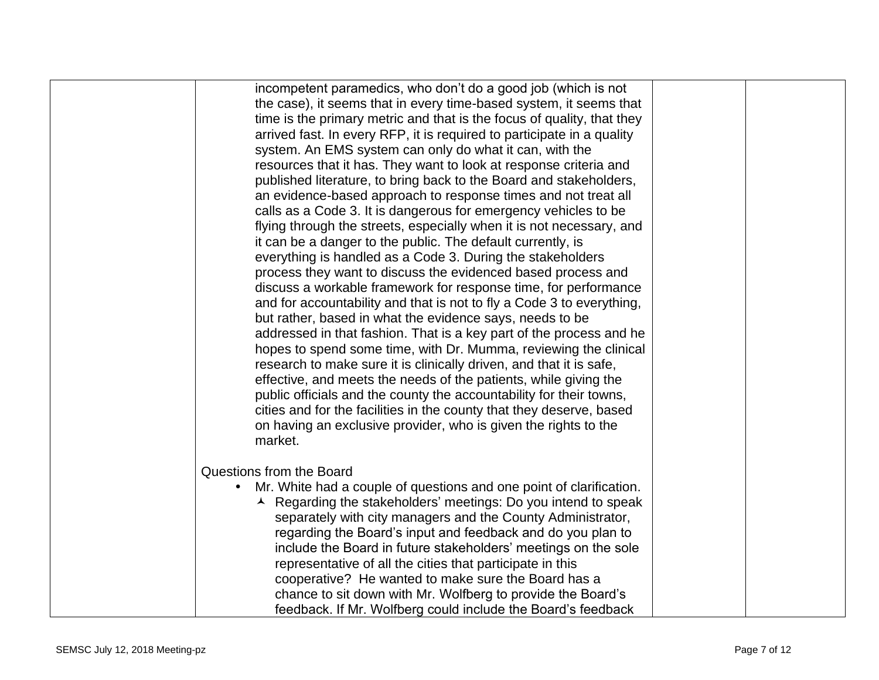| | | | |
|---|---|---|---|
| | incompetent paramedics, who don't do a good job (which is not the case), it seems that in every time-based system, it seems that time is the primary metric and that is the focus of quality, that they arrived fast. In every RFP, it is required to participate in a quality system. An EMS system can only do what it can, with the resources that it has. They want to look at response criteria and published literature, to bring back to the Board and stakeholders, an evidence-based approach to response times and not treat all calls as a Code 3. It is dangerous for emergency vehicles to be flying through the streets, especially when it is not necessary, and it can be a danger to the public. The default currently, is everything is handled as a Code 3. During the stakeholders process they want to discuss the evidenced based process and discuss a workable framework for response time, for performance and for accountability and that is not to fly a Code 3 to everything, but rather, based in what the evidence says, needs to be addressed in that fashion. That is a key part of the process and he hopes to spend some time, with Dr. Mumma, reviewing the clinical research to make sure it is clinically driven, and that it is safe, effective, and meets the needs of the patients, while giving the public officials and the county the accountability for their towns, cities and for the facilities in the county that they deserve, based on having an exclusive provider, who is given the rights to the market.<br><br>Questions from the Board<br>• Mr. White had a couple of questions and one point of clarification.<br>&nbsp;&nbsp;&nbsp;&nbsp;◦ Regarding the stakeholders' meetings: Do you intend to speak separately with city managers and the County Administrator, regarding the Board's input and feedback and do you plan to include the Board in future stakeholders' meetings on the sole representative of all the cities that participate in this cooperative? He wanted to make sure the Board has a chance to sit down with Mr. Wolfberg to provide the Board's feedback. If Mr. Wolfberg could include the Board's feedback | | |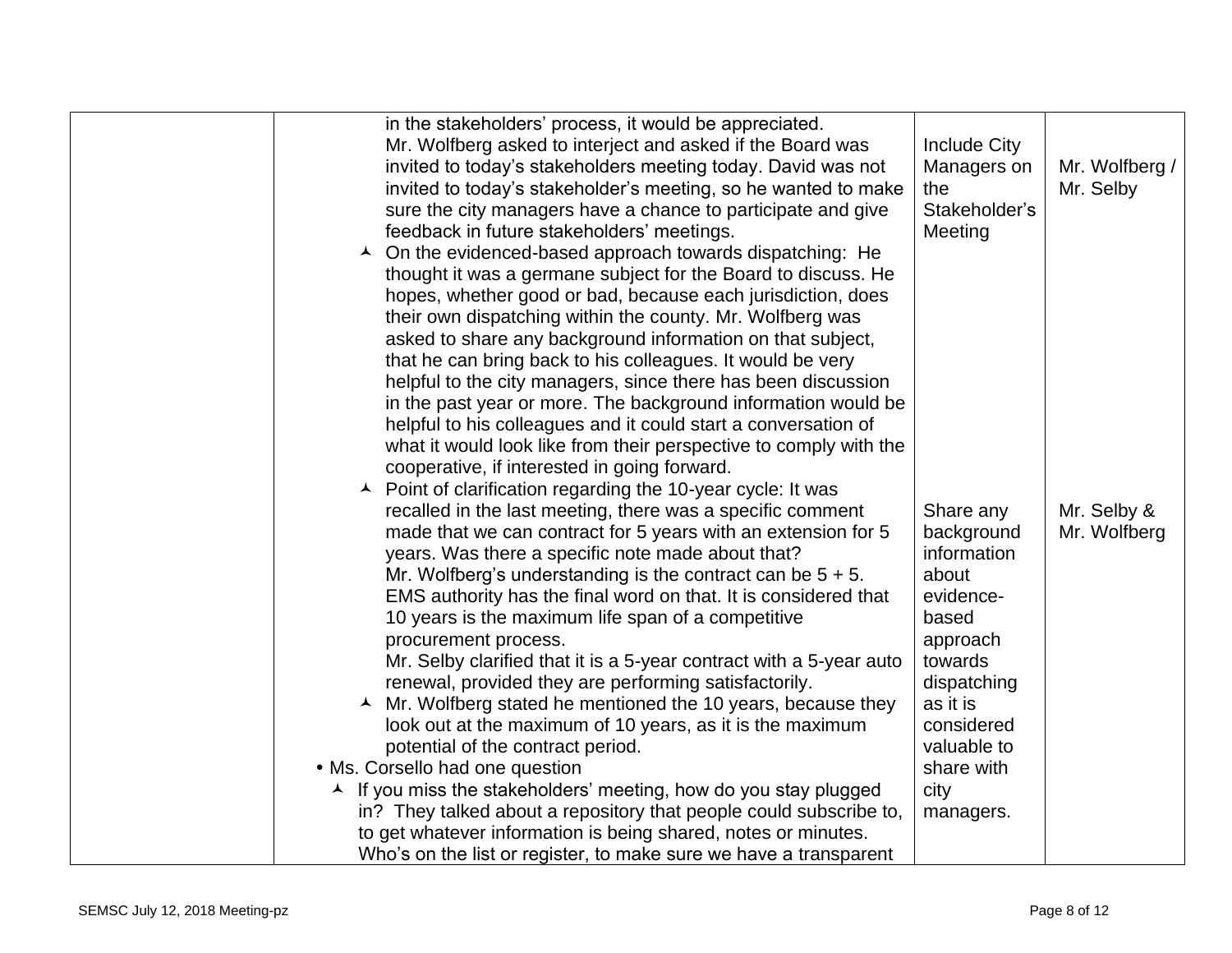| | | | |
|---|---|---|---|
| | in the stakeholders' process, it would be appreciated.<br>Mr. Wolfberg asked to interject and asked if the Board was invited to today's stakeholders meeting today. David was not invited to today's stakeholder's meeting, so he wanted to make sure the city managers have a chance to participate and give feedback in future stakeholders' meetings.<br>▲ On the evidenced-based approach towards dispatching: He thought it was a germane subject for the Board to discuss. He hopes, whether good or bad, because each jurisdiction, does their own dispatching within the county. Mr. Wolfberg was asked to share any background information on that subject, that he can bring back to his colleagues. It would be very helpful to the city managers, since there has been discussion in the past year or more. The background information would be helpful to his colleagues and it could start a conversation of what it would look like from their perspective to comply with the cooperative, if interested in going forward.<br>▲ Point of clarification regarding the 10-year cycle: It was recalled in the last meeting, there was a specific comment made that we can contract for 5 years with an extension for 5 years. Was there a specific note made about that?<br>Mr. Wolfberg's understanding is the contract can be 5 + 5. EMS authority has the final word on that. It is considered that 10 years is the maximum life span of a competitive procurement process.<br>Mr. Selby clarified that it is a 5-year contract with a 5-year auto renewal, provided they are performing satisfactorily.<br>▲ Mr. Wolfberg stated he mentioned the 10 years, because they look out at the maximum of 10 years, as it is the maximum potential of the contract period.<br>• Ms. Corsello had one question<br>▲ If you miss the stakeholders' meeting, how do you stay plugged in? They talked about a repository that people could subscribe to, to get whatever information is being shared, notes or minutes. Who's on the list or register, to make sure we have a transparent | Include City Managers on the Stakeholder's Meeting<br><br>Share any background information about evidence-based approach towards dispatching as it is considered valuable to share with city managers. | Mr. Wolfberg / Mr. Selby<br><br>Mr. Selby & Mr. Wolfberg |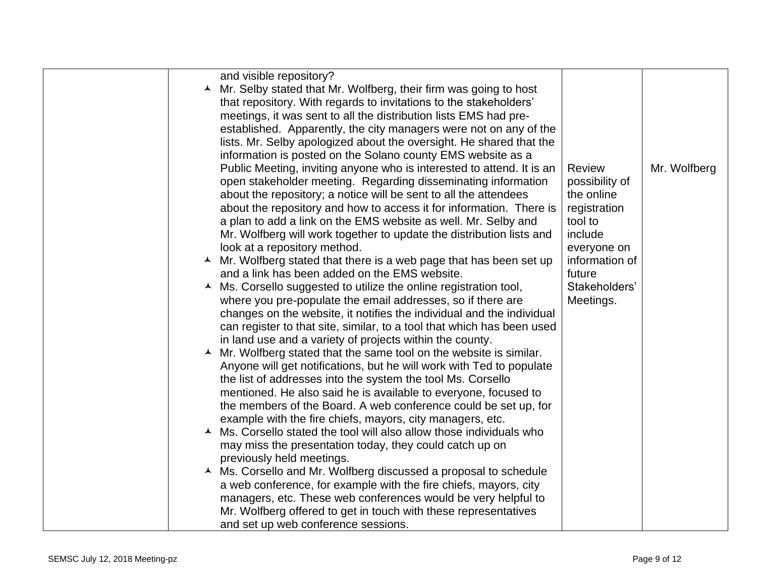|  |  |  |  |
|---|---|---|---|
|  | and visible repository?<br>• Mr. Selby stated that Mr. Wolfberg, their firm was going to host that repository. With regards to invitations to the stakeholders' meetings, it was sent to all the distribution lists EMS had pre-established. Apparently, the city managers were not on any of the lists. Mr. Selby apologized about the oversight. He shared that the information is posted on the Solano county EMS website as a Public Meeting, inviting anyone who is interested to attend. It is an open stakeholder meeting. Regarding disseminating information about the repository; a notice will be sent to all the attendees about the repository and how to access it for information. There is a plan to add a link on the EMS website as well. Mr. Selby and Mr. Wolfberg will work together to update the distribution lists and look at a repository method.<br>• Mr. Wolfberg stated that there is a web page that has been set up and a link has been added on the EMS website.<br>• Ms. Corsello suggested to utilize the online registration tool, where you pre-populate the email addresses, so if there are changes on the website, it notifies the individual and the individual can register to that site, similar, to a tool that which has been used in land use and a variety of projects within the county.<br>• Mr. Wolfberg stated that the same tool on the website is similar. Anyone will get notifications, but he will work with Ted to populate the list of addresses into the system the tool Ms. Corsello mentioned. He also said he is available to everyone, focused to the members of the Board. A web conference could be set up, for example with the fire chiefs, mayors, city managers, etc.<br>• Ms. Corsello stated the tool will also allow those individuals who may miss the presentation today, they could catch up on previously held meetings.<br>• Ms. Corsello and Mr. Wolfberg discussed a proposal to schedule a web conference, for example with the fire chiefs, mayors, city managers, etc. These web conferences would be very helpful to Mr. Wolfberg offered to get in touch with these representatives and set up web conference sessions. | Review possibility of the online registration tool to include everyone on information of future Stakeholders' Meetings. | Mr. Wolfberg |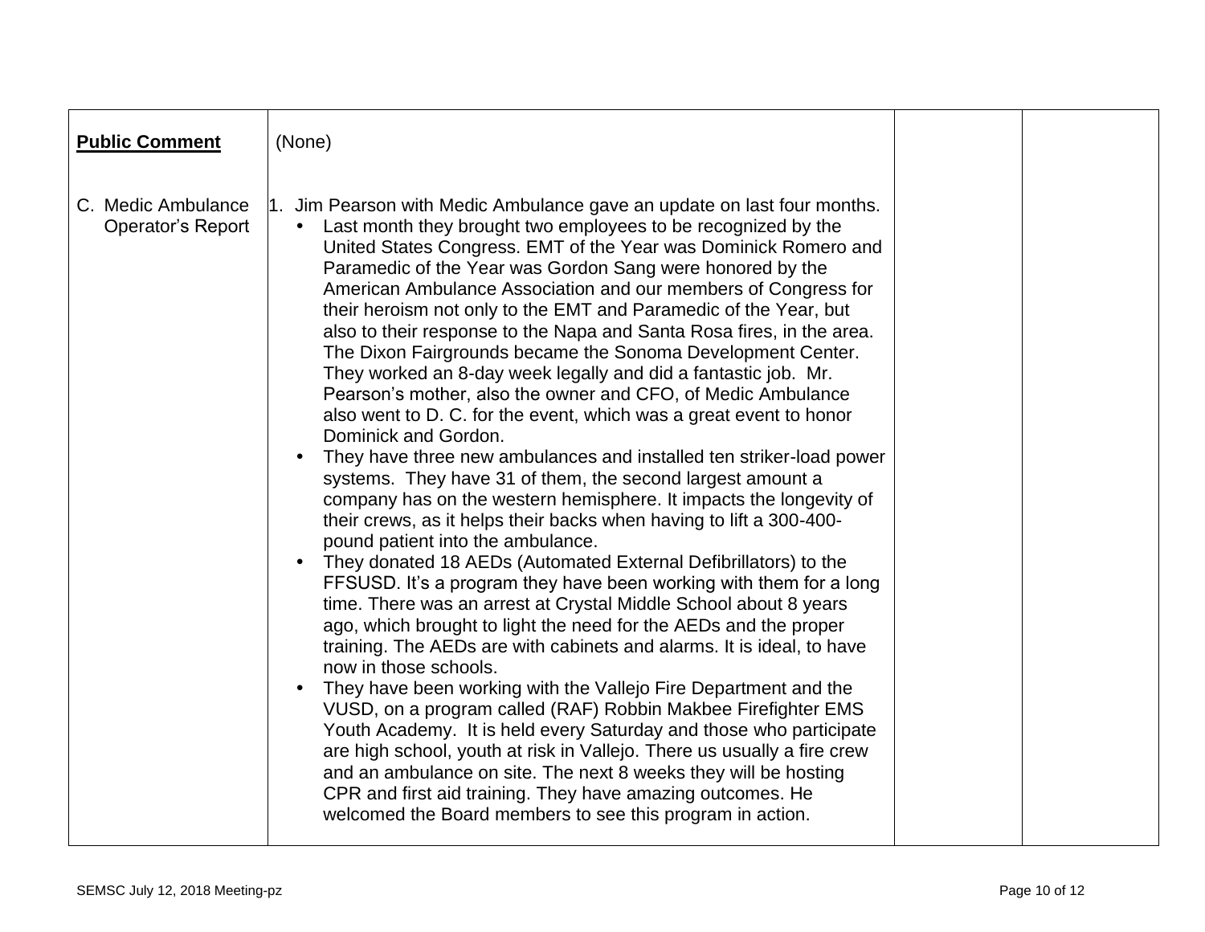| **Public Comment** | (None) | | |
|---|---|---|---|
| C. Medic Ambulance Operator's Report | 1. Jim Pearson with Medic Ambulance gave an update on last four months.<br>• Last month they brought two employees to be recognized by the United States Congress. EMT of the Year was Dominick Romero and Paramedic of the Year was Gordon Sang were honored by the American Ambulance Association and our members of Congress for their heroism not only to the EMT and Paramedic of the Year, but also to their response to the Napa and Santa Rosa fires, in the area. The Dixon Fairgrounds became the Sonoma Development Center. They worked an 8-day week legally and did a fantastic job. Mr. Pearson's mother, also the owner and CFO, of Medic Ambulance also went to D. C. for the event, which was a great event to honor Dominick and Gordon.<br>• They have three new ambulances and installed ten striker-load power systems. They have 31 of them, the second largest amount a company has on the western hemisphere. It impacts the longevity of their crews, as it helps their backs when having to lift a 300-400-pound patient into the ambulance.<br>• They donated 18 AEDs (Automated External Defibrillators) to the FFSUSD. It's a program they have been working with them for a long time. There was an arrest at Crystal Middle School about 8 years ago, which brought to light the need for the AEDs and the proper training. The AEDs are with cabinets and alarms. It is ideal, to have now in those schools.<br>• They have been working with the Vallejo Fire Department and the VUSD, on a program called (RAF) Robbin Makbee Firefighter EMS Youth Academy. It is held every Saturday and those who participate are high school, youth at risk in Vallejo. There us usually a fire crew and an ambulance on site. The next 8 weeks they will be hosting CPR and first aid training. They have amazing outcomes. He welcomed the Board members to see this program in action. | | |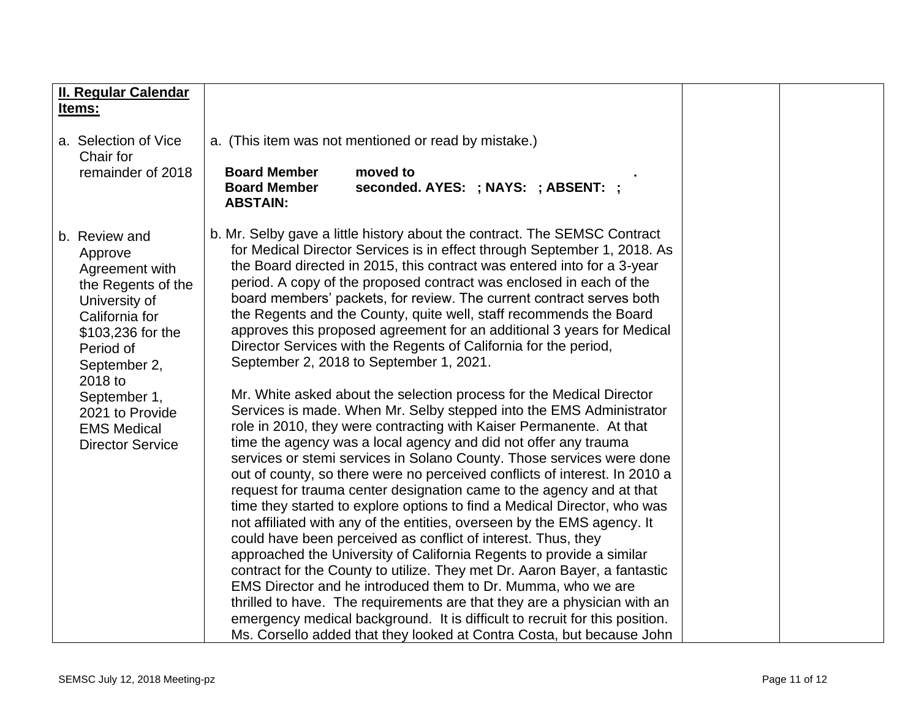| **II. Regular Calendar Items:** | | | |
|---|---|---|---|
| a. Selection of Vice Chair for remainder of 2018 | a. (This item was not mentioned or read by mistake.)<br><br>**Board Member moved to .**<br>**Board Member seconded. AYES: ; NAYS: ; ABSENT: ; ABSTAIN:** | | |
| b. Review and Approve Agreement with the Regents of the University of California for $103,236 for the Period of September 2, 2018 to September 1, 2021 to Provide EMS Medical Director Service | b. Mr. Selby gave a little history about the contract. The SEMSC Contract for Medical Director Services is in effect through September 1, 2018. As the Board directed in 2015, this contract was entered into for a 3-year period. A copy of the proposed contract was enclosed in each of the board members' packets, for review. The current contract serves both the Regents and the County, quite well, staff recommends the Board approves this proposed agreement for an additional 3 years for Medical Director Services with the Regents of California for the period, September 2, 2018 to September 1, 2021.<br><br>Mr. White asked about the selection process for the Medical Director Services is made. When Mr. Selby stepped into the EMS Administrator role in 2010, they were contracting with Kaiser Permanente. At that time the agency was a local agency and did not offer any trauma services or stemi services in Solano County. Those services were done out of county, so there were no perceived conflicts of interest. In 2010 a request for trauma center designation came to the agency and at that time they started to explore options to find a Medical Director, who was not affiliated with any of the entities, overseen by the EMS agency. It could have been perceived as conflict of interest. Thus, they approached the University of California Regents to provide a similar contract for the County to utilize. They met Dr. Aaron Bayer, a fantastic EMS Director and he introduced them to Dr. Mumma, who we are thrilled to have. The requirements are that they are a physician with an emergency medical background. It is difficult to recruit for this position. Ms. Corsello added that they looked at Contra Costa, but because John | | |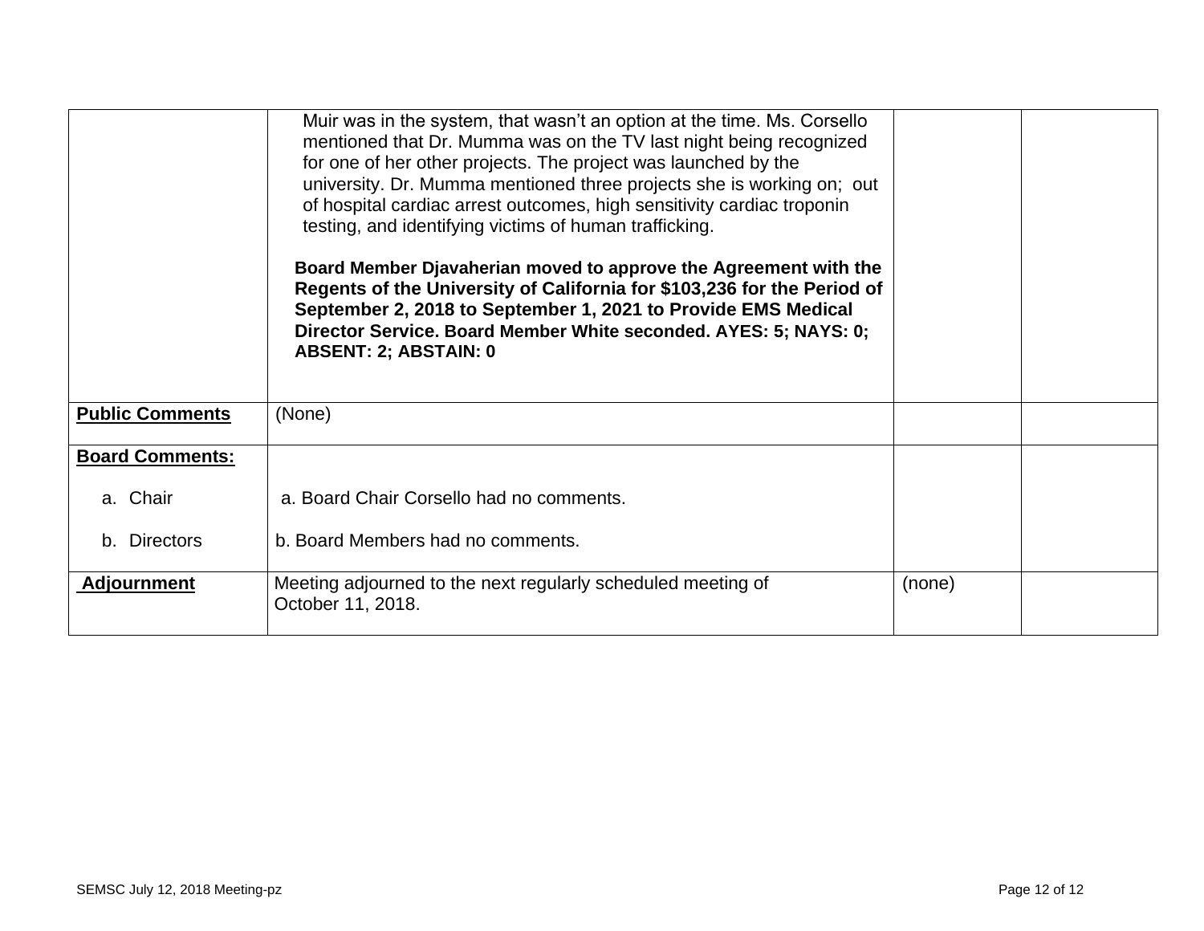| | | | |
|---|---|---|---|
| | Muir was in the system, that wasn't an option at the time. Ms. Corsello mentioned that Dr. Mumma was on the TV last night being recognized for one of her other projects. The project was launched by the university. Dr. Mumma mentioned three projects she is working on; out of hospital cardiac arrest outcomes, high sensitivity cardiac troponin testing, and identifying victims of human trafficking.<br><br>**Board Member Djavaherian moved to approve the Agreement with the Regents of the University of California for $103,236 for the Period of September 2, 2018 to September 1, 2021 to Provide EMS Medical Director Service. Board Member White seconded. AYES: 5; NAYS: 0; ABSENT: 2; ABSTAIN: 0** | | |
| **Public Comments** | (None) | | |
| **Board Comments:**<br><br>a. Chair<br><br>b. Directors | <br><br>a. Board Chair Corsello had no comments.<br><br>b. Board Members had no comments. | | |
| **Adjournment** | Meeting adjourned to the next regularly scheduled meeting of October 11, 2018. | (none) | |